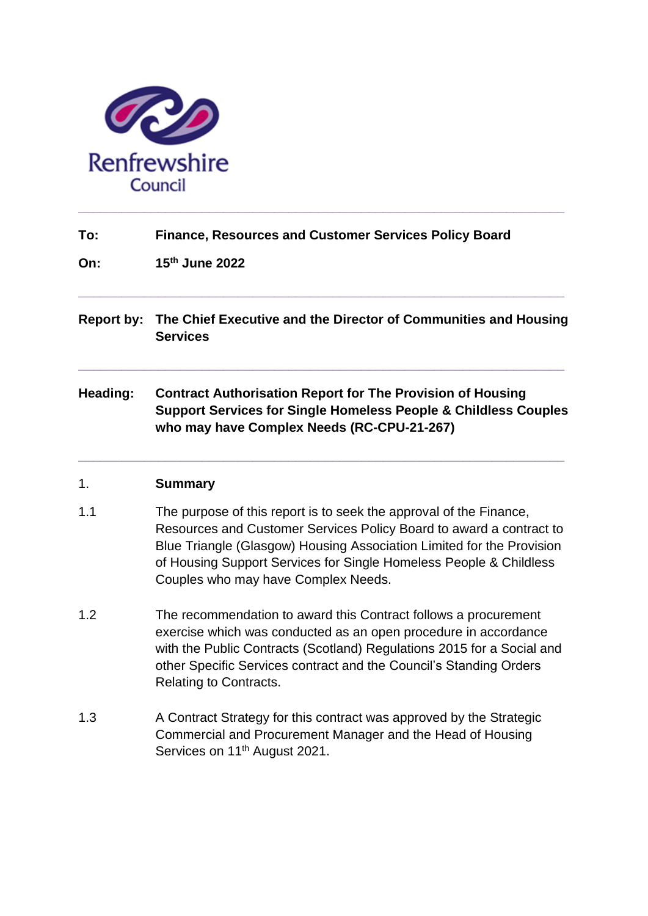Renfrewshire Council

**To:** **Finance, Resources and Customer Services Policy Board**

**On:** **15th June 2022**

---

**Report by:** **The Chief Executive and the Director of Communities and Housing Services**

---

**Heading:** **Contract Authorisation Report for The Provision of Housing Support Services for Single Homeless People & Childless Couples who may have Complex Needs (RC-CPU-21-267)**

---

## 1. Summary

1.1 The purpose of this report is to seek the approval of the Finance, Resources and Customer Services Policy Board to award a contract to Blue Triangle (Glasgow) Housing Association Limited for the Provision of Housing Support Services for Single Homeless People & Childless Couples who may have Complex Needs.

1.2 The recommendation to award this Contract follows a procurement exercise which was conducted as an open procedure in accordance with the Public Contracts (Scotland) Regulations 2015 for a Social and other Specific Services contract and the Council's Standing Orders Relating to Contracts.

1.3 A Contract Strategy for this contract was approved by the Strategic Commercial and Procurement Manager and the Head of Housing Services on 11th August 2021.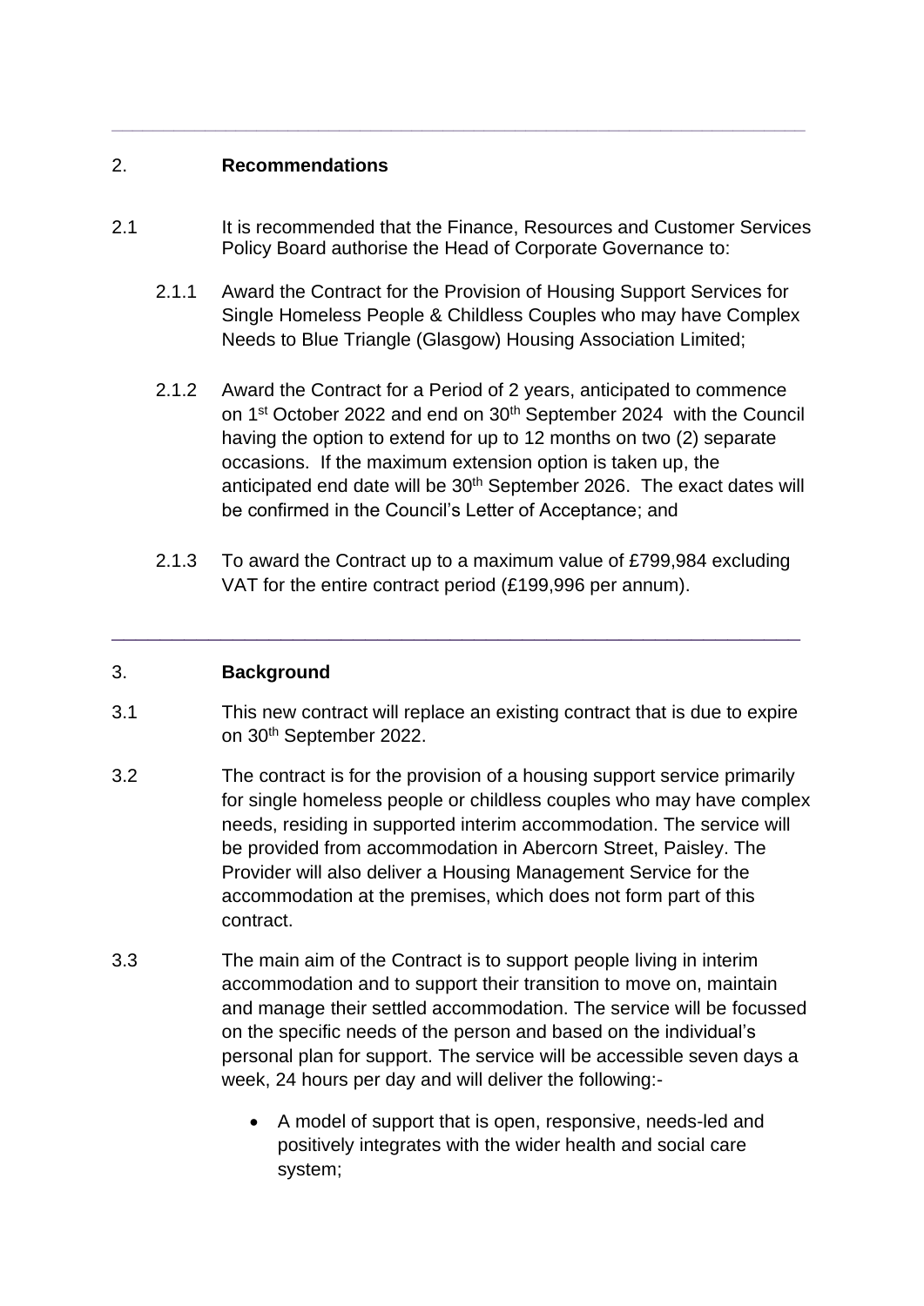## 2. Recommendations

2.1 It is recommended that the Finance, Resources and Customer Services Policy Board authorise the Head of Corporate Governance to:

2.1.1 Award the Contract for the Provision of Housing Support Services for Single Homeless People & Childless Couples who may have Complex Needs to Blue Triangle (Glasgow) Housing Association Limited;

2.1.2 Award the Contract for a Period of 2 years, anticipated to commence on 1st October 2022 and end on 30th September 2024 with the Council having the option to extend for up to 12 months on two (2) separate occasions. If the maximum extension option is taken up, the anticipated end date will be 30th September 2026. The exact dates will be confirmed in the Council's Letter of Acceptance; and

2.1.3 To award the Contract up to a maximum value of £799,984 excluding VAT for the entire contract period (£199,996 per annum).

---

## 3. Background

3.1 This new contract will replace an existing contract that is due to expire on 30th September 2022.

3.2 The contract is for the provision of a housing support service primarily for single homeless people or childless couples who may have complex needs, residing in supported interim accommodation. The service will be provided from accommodation in Abercorn Street, Paisley. The Provider will also deliver a Housing Management Service for the accommodation at the premises, which does not form part of this contract.

3.3 The main aim of the Contract is to support people living in interim accommodation and to support their transition to move on, maintain and manage their settled accommodation. The service will be focussed on the specific needs of the person and based on the individual's personal plan for support. The service will be accessible seven days a week, 24 hours per day and will deliver the following:-

- A model of support that is open, responsive, needs-led and positively integrates with the wider health and social care system;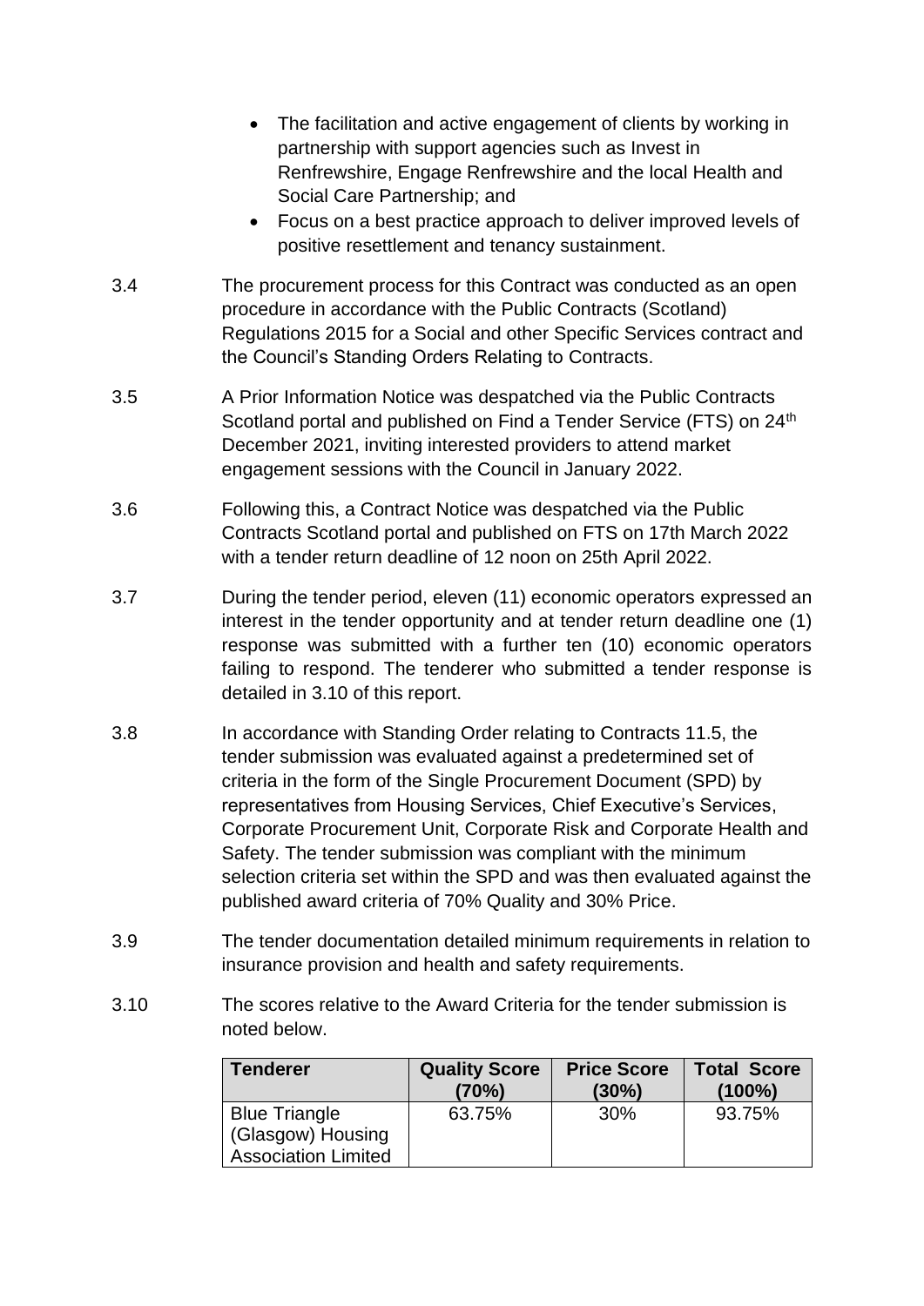- The facilitation and active engagement of clients by working in partnership with support agencies such as Invest in Renfrewshire, Engage Renfrewshire and the local Health and Social Care Partnership; and
- Focus on a best practice approach to deliver improved levels of positive resettlement and tenancy sustainment.

3.4 The procurement process for this Contract was conducted as an open procedure in accordance with the Public Contracts (Scotland) Regulations 2015 for a Social and other Specific Services contract and the Council's Standing Orders Relating to Contracts.

3.5 A Prior Information Notice was despatched via the Public Contracts Scotland portal and published on Find a Tender Service (FTS) on 24th December 2021, inviting interested providers to attend market engagement sessions with the Council in January 2022.

3.6 Following this, a Contract Notice was despatched via the Public Contracts Scotland portal and published on FTS on 17th March 2022 with a tender return deadline of 12 noon on 25th April 2022.

3.7 During the tender period, eleven (11) economic operators expressed an interest in the tender opportunity and at tender return deadline one (1) response was submitted with a further ten (10) economic operators failing to respond. The tenderer who submitted a tender response is detailed in 3.10 of this report.

3.8 In accordance with Standing Order relating to Contracts 11.5, the tender submission was evaluated against a predetermined set of criteria in the form of the Single Procurement Document (SPD) by representatives from Housing Services, Chief Executive's Services, Corporate Procurement Unit, Corporate Risk and Corporate Health and Safety. The tender submission was compliant with the minimum selection criteria set within the SPD and was then evaluated against the published award criteria of 70% Quality and 30% Price.

3.9 The tender documentation detailed minimum requirements in relation to insurance provision and health and safety requirements.

3.10 The scores relative to the Award Criteria for the tender submission is noted below.

| Tenderer | Quality Score (70%) | Price Score (30%) | Total Score (100%) |
|---|---|---|---|
| Blue Triangle (Glasgow) Housing Association Limited | 63.75% | 30% | 93.75% |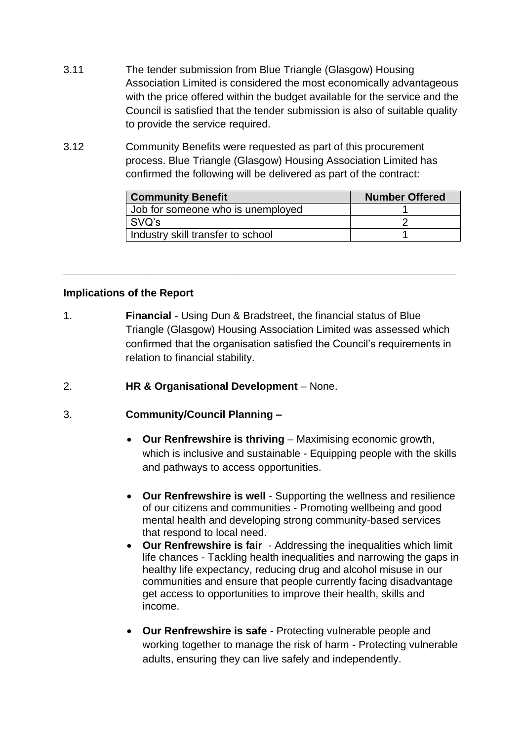3.11 The tender submission from Blue Triangle (Glasgow) Housing Association Limited is considered the most economically advantageous with the price offered within the budget available for the service and the Council is satisfied that the tender submission is also of suitable quality to provide the service required.

3.12 Community Benefits were requested as part of this procurement process. Blue Triangle (Glasgow) Housing Association Limited has confirmed the following will be delivered as part of the contract:

| Community Benefit | Number Offered |
| --- | --- |
| Job for someone who is unemployed | 1 |
| SVQ's | 2 |
| Industry skill transfer to school | 1 |

---

**Implications of the Report**

1. **Financial** - Using Dun & Bradstreet, the financial status of Blue Triangle (Glasgow) Housing Association Limited was assessed which confirmed that the organisation satisfied the Council's requirements in relation to financial stability.

2. **HR & Organisational Development** – None.

3. **Community/Council Planning –**

   - **Our Renfrewshire is thriving** – Maximising economic growth, which is inclusive and sustainable - Equipping people with the skills and pathways to access opportunities.

   - **Our Renfrewshire is well** - Supporting the wellness and resilience of our citizens and communities - Promoting wellbeing and good mental health and developing strong community-based services that respond to local need.
   - **Our Renfrewshire is fair** - Addressing the inequalities which limit life chances - Tackling health inequalities and narrowing the gaps in healthy life expectancy, reducing drug and alcohol misuse in our communities and ensure that people currently facing disadvantage get access to opportunities to improve their health, skills and income.

   - **Our Renfrewshire is safe** - Protecting vulnerable people and working together to manage the risk of harm - Protecting vulnerable adults, ensuring they can live safely and independently.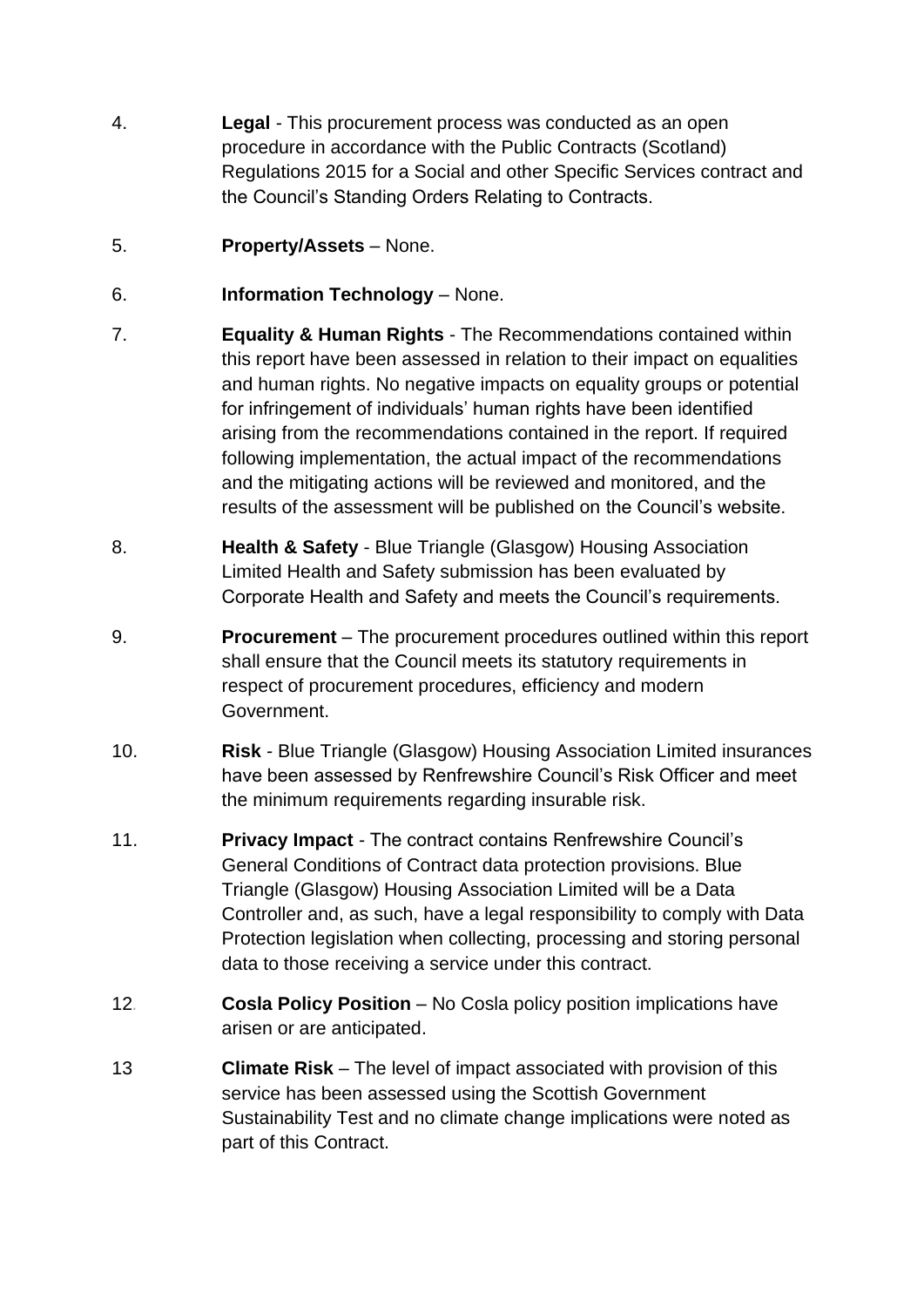4. **Legal** - This procurement process was conducted as an open procedure in accordance with the Public Contracts (Scotland) Regulations 2015 for a Social and other Specific Services contract and the Council's Standing Orders Relating to Contracts.

5. **Property/Assets** – None.

6. **Information Technology** – None.

7. **Equality & Human Rights** - The Recommendations contained within this report have been assessed in relation to their impact on equalities and human rights. No negative impacts on equality groups or potential for infringement of individuals' human rights have been identified arising from the recommendations contained in the report. If required following implementation, the actual impact of the recommendations and the mitigating actions will be reviewed and monitored, and the results of the assessment will be published on the Council's website.

8. **Health & Safety** - Blue Triangle (Glasgow) Housing Association Limited Health and Safety submission has been evaluated by Corporate Health and Safety and meets the Council's requirements.

9. **Procurement** – The procurement procedures outlined within this report shall ensure that the Council meets its statutory requirements in respect of procurement procedures, efficiency and modern Government.

10. **Risk** - Blue Triangle (Glasgow) Housing Association Limited insurances have been assessed by Renfrewshire Council's Risk Officer and meet the minimum requirements regarding insurable risk.

11. **Privacy Impact** - The contract contains Renfrewshire Council's General Conditions of Contract data protection provisions. Blue Triangle (Glasgow) Housing Association Limited will be a Data Controller and, as such, have a legal responsibility to comply with Data Protection legislation when collecting, processing and storing personal data to those receiving a service under this contract.

12. **Cosla Policy Position** – No Cosla policy position implications have arisen or are anticipated.

13 **Climate Risk** – The level of impact associated with provision of this service has been assessed using the Scottish Government Sustainability Test and no climate change implications were noted as part of this Contract.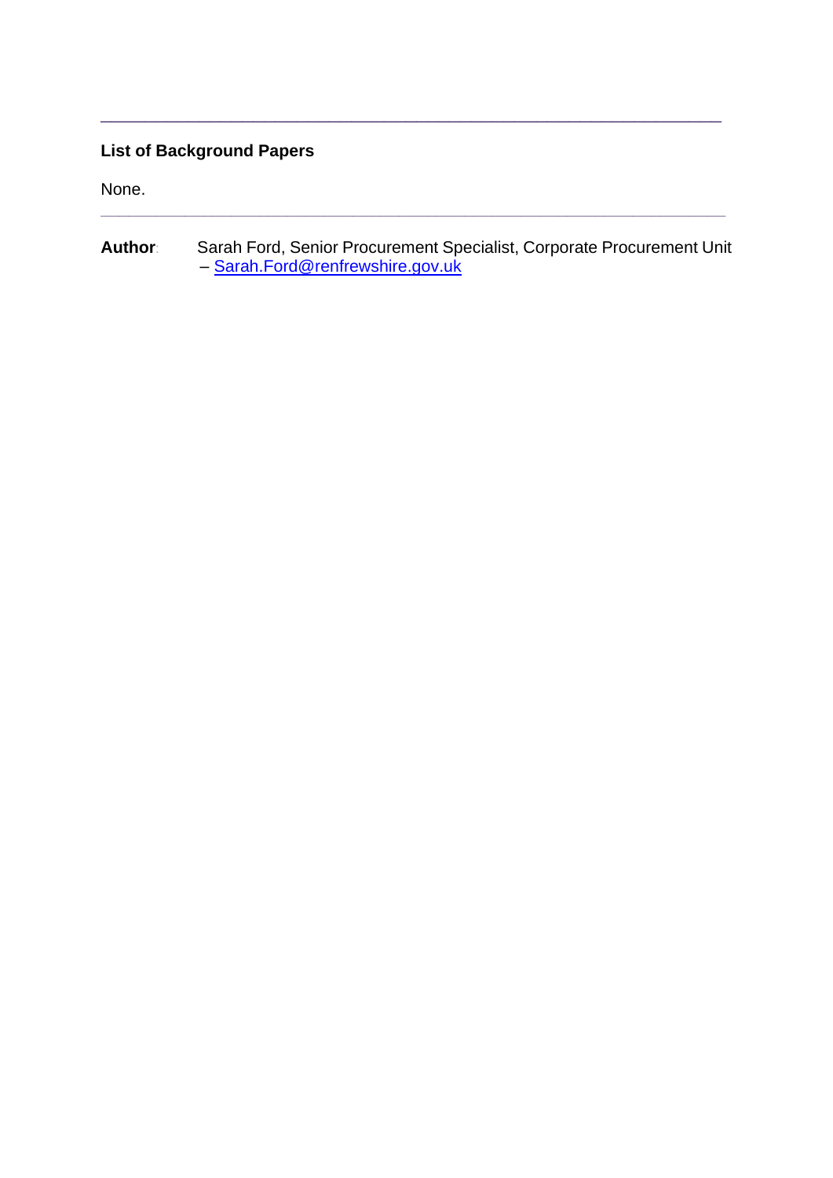---

**List of Background Papers**

None.

---

**Author**: Sarah Ford, Senior Procurement Specialist, Corporate Procurement Unit – Sarah.Ford@renfrewshire.gov.uk